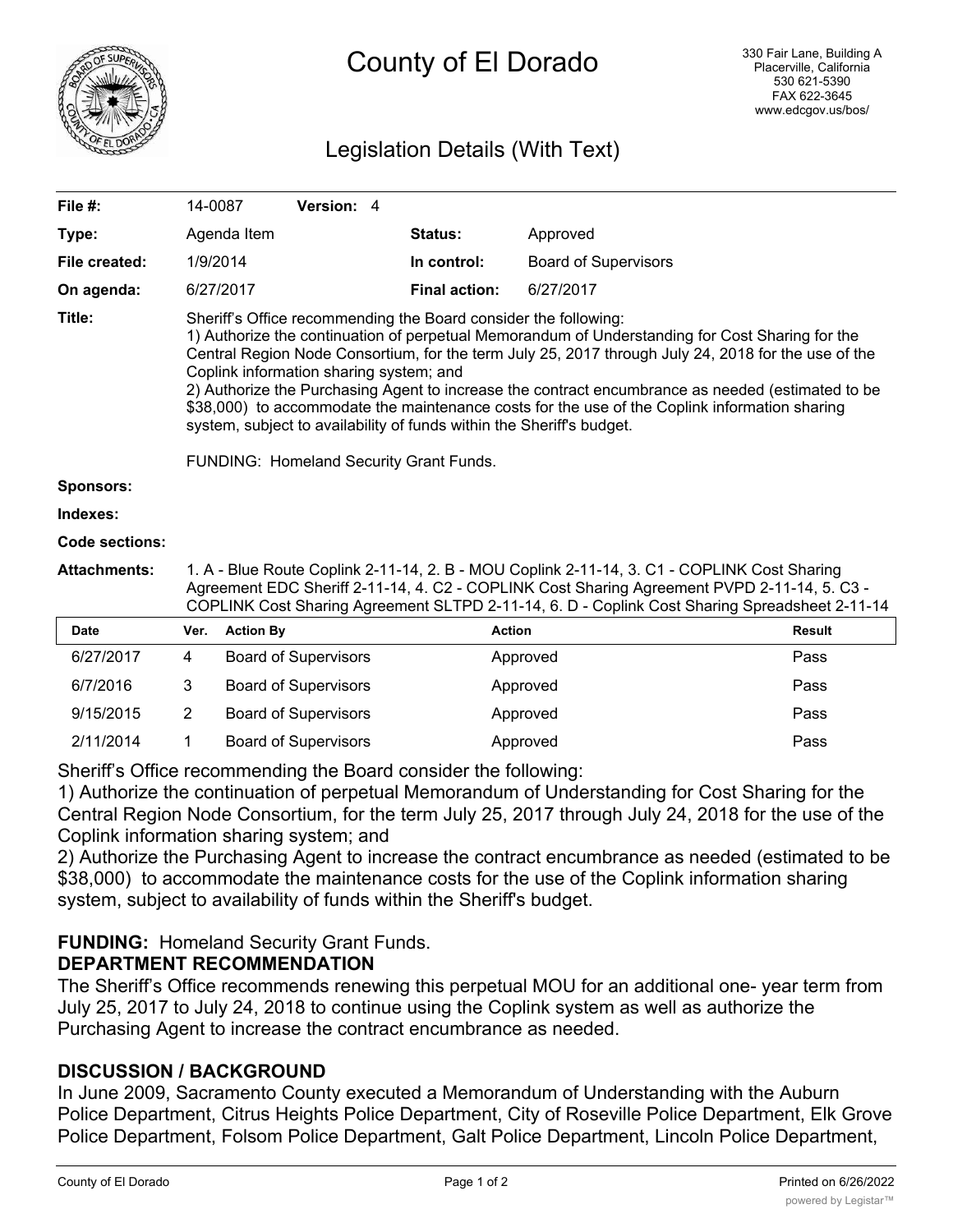# County of El Dorado

330 Fair Lane, Building A
Placerville, California
530 621-5390
FAX 622-3645
www.edcgov.us/bos/

## Legislation Details (With Text)

| | | | |
|---|---|---|---|
| **File #:** | 14-0087 **Version:** 4 | | |
| **Type:** | Agenda Item | **Status:** | Approved |
| **File created:** | 1/9/2014 | **In control:** | Board of Supervisors |
| **On agenda:** | 6/27/2017 | **Final action:** | 6/27/2017 |

**Title:** Sheriff's Office recommending the Board consider the following:
1) Authorize the continuation of perpetual Memorandum of Understanding for Cost Sharing for the Central Region Node Consortium, for the term July 25, 2017 through July 24, 2018 for the use of the Coplink information sharing system; and
2) Authorize the Purchasing Agent to increase the contract encumbrance as needed (estimated to be $38,000) to accommodate the maintenance costs for the use of the Coplink information sharing system, subject to availability of funds within the Sheriff's budget.

FUNDING: Homeland Security Grant Funds.

**Sponsors:**

**Indexes:**

**Code sections:**

**Attachments:** 1. A - Blue Route Coplink 2-11-14, 2. B - MOU Coplink 2-11-14, 3. C1 - COPLINK Cost Sharing Agreement EDC Sheriff 2-11-14, 4. C2 - COPLINK Cost Sharing Agreement PVPD 2-11-14, 5. C3 - COPLINK Cost Sharing Agreement SLTPD 2-11-14, 6. D - Coplink Cost Sharing Spreadsheet 2-11-14

| Date | Ver. | Action By | Action | Result |
|---|---|---|---|---|
| 6/27/2017 | 4 | Board of Supervisors | Approved | Pass |
| 6/7/2016 | 3 | Board of Supervisors | Approved | Pass |
| 9/15/2015 | 2 | Board of Supervisors | Approved | Pass |
| 2/11/2014 | 1 | Board of Supervisors | Approved | Pass |

Sheriff's Office recommending the Board consider the following:
1) Authorize the continuation of perpetual Memorandum of Understanding for Cost Sharing for the Central Region Node Consortium, for the term July 25, 2017 through July 24, 2018 for the use of the Coplink information sharing system; and
2) Authorize the Purchasing Agent to increase the contract encumbrance as needed (estimated to be $38,000) to accommodate the maintenance costs for the use of the Coplink information sharing system, subject to availability of funds within the Sheriff's budget.

**FUNDING:** Homeland Security Grant Funds.

**DEPARTMENT RECOMMENDATION**

The Sheriff's Office recommends renewing this perpetual MOU for an additional one- year term from July 25, 2017 to July 24, 2018 to continue using the Coplink system as well as authorize the Purchasing Agent to increase the contract encumbrance as needed.

**DISCUSSION / BACKGROUND**

In June 2009, Sacramento County executed a Memorandum of Understanding with the Auburn Police Department, Citrus Heights Police Department, City of Roseville Police Department, Elk Grove Police Department, Folsom Police Department, Galt Police Department, Lincoln Police Department,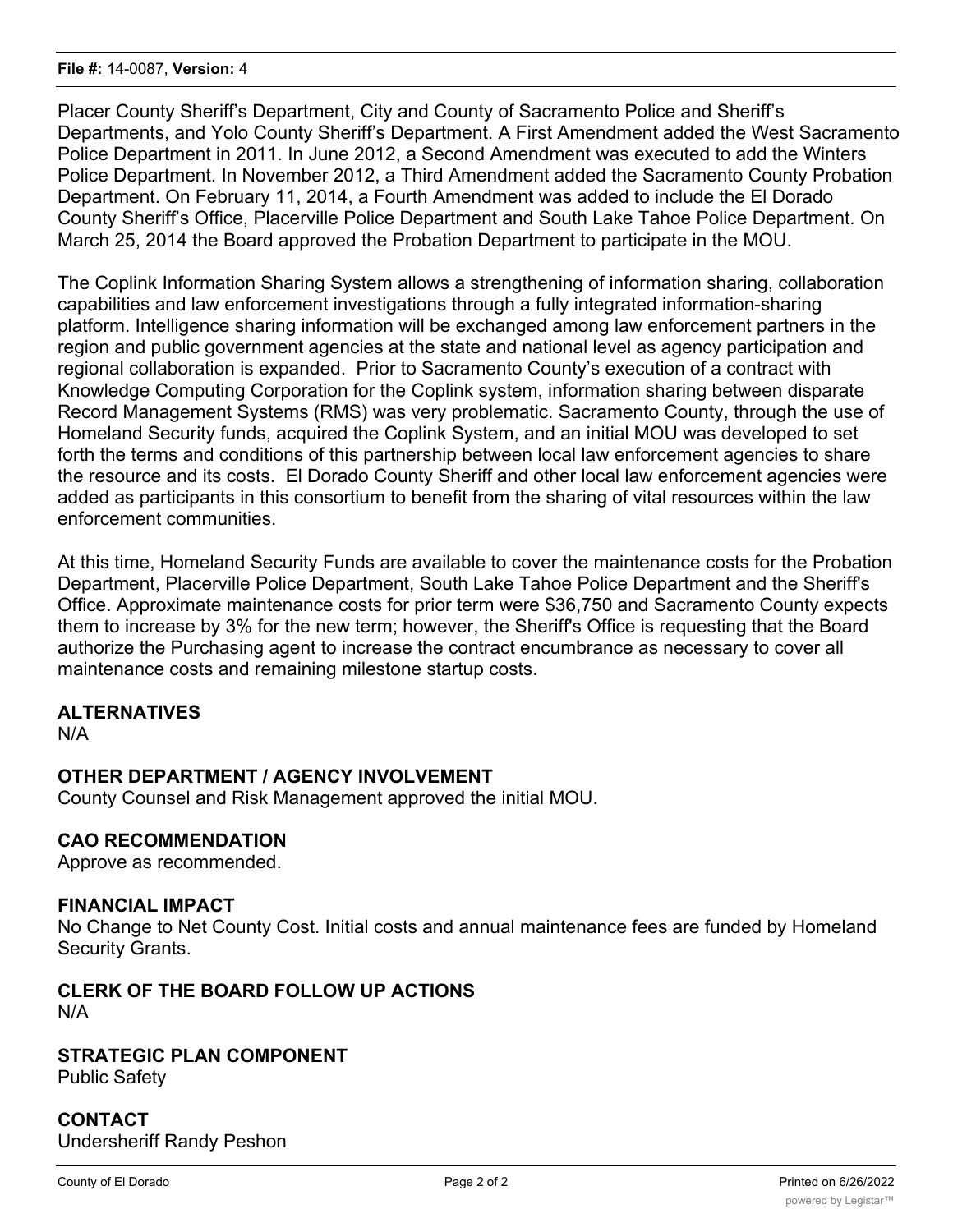Placer County Sheriff's Department, City and County of Sacramento Police and Sheriff's Departments, and Yolo County Sheriff's Department. A First Amendment added the West Sacramento Police Department in 2011. In June 2012, a Second Amendment was executed to add the Winters Police Department. In November 2012, a Third Amendment added the Sacramento County Probation Department. On February 11, 2014, a Fourth Amendment was added to include the El Dorado County Sheriff's Office, Placerville Police Department and South Lake Tahoe Police Department. On March 25, 2014 the Board approved the Probation Department to participate in the MOU.

The Coplink Information Sharing System allows a strengthening of information sharing, collaboration capabilities and law enforcement investigations through a fully integrated information-sharing platform. Intelligence sharing information will be exchanged among law enforcement partners in the region and public government agencies at the state and national level as agency participation and regional collaboration is expanded. Prior to Sacramento County's execution of a contract with Knowledge Computing Corporation for the Coplink system, information sharing between disparate Record Management Systems (RMS) was very problematic. Sacramento County, through the use of Homeland Security funds, acquired the Coplink System, and an initial MOU was developed to set forth the terms and conditions of this partnership between local law enforcement agencies to share the resource and its costs. El Dorado County Sheriff and other local law enforcement agencies were added as participants in this consortium to benefit from the sharing of vital resources within the law enforcement communities.

At this time, Homeland Security Funds are available to cover the maintenance costs for the Probation Department, Placerville Police Department, South Lake Tahoe Police Department and the Sheriff's Office. Approximate maintenance costs for prior term were $36,750 and Sacramento County expects them to increase by 3% for the new term; however, the Sheriff's Office is requesting that the Board authorize the Purchasing agent to increase the contract encumbrance as necessary to cover all maintenance costs and remaining milestone startup costs.

**ALTERNATIVES**

N/A

**OTHER DEPARTMENT / AGENCY INVOLVEMENT**

County Counsel and Risk Management approved the initial MOU.

**CAO RECOMMENDATION**

Approve as recommended.

**FINANCIAL IMPACT**

No Change to Net County Cost. Initial costs and annual maintenance fees are funded by Homeland Security Grants.

**CLERK OF THE BOARD FOLLOW UP ACTIONS**

N/A

**STRATEGIC PLAN COMPONENT**

Public Safety

**CONTACT**

Undersheriff Randy Peshon